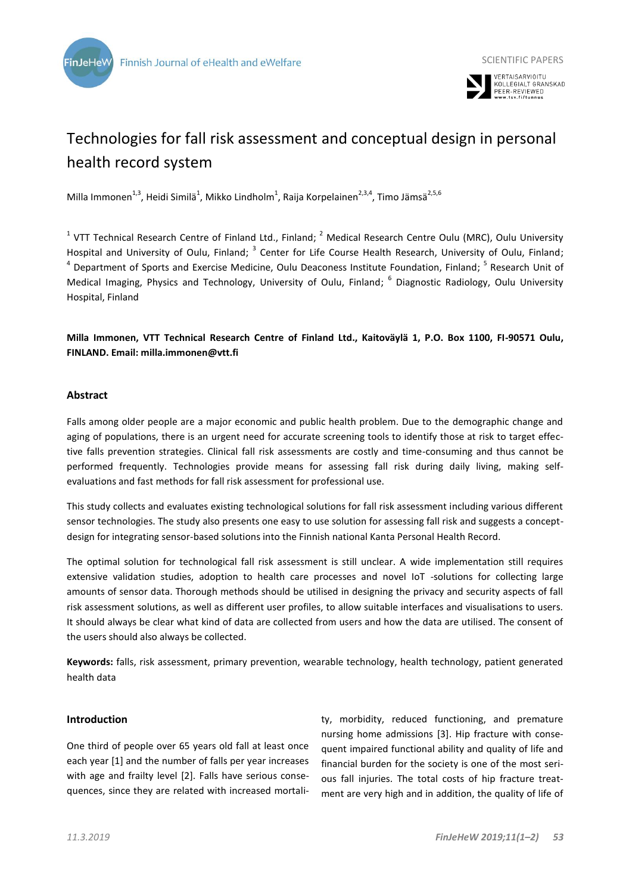# Technologies for fall risk assessment and conceptual design in personal health record system

Milla Immonen[1,3], Heidi Similä[1], Mikko Lindholm[1], Raija Korpelainen[2,3,4], Timo Jämsä[2,5,6]

[1] VTT Technical Research Centre of Finland Ltd., Finland; [2] Medical Research Centre Oulu (MRC), Oulu University Hospital and University of Oulu, Finland; [3] Center for Life Course Health Research, University of Oulu, Finland; [4] Department of Sports and Exercise Medicine, Oulu Deaconess Institute Foundation, Finland; [5] Research Unit of Medical Imaging, Physics and Technology, University of Oulu, Finland; [6] Diagnostic Radiology, Oulu University Hospital, Finland

**Milla Immonen, VTT Technical Research Centre of Finland Ltd., Kaitoväylä 1, P.O. Box 1100, FI-90571 Oulu, FINLAND. Email: milla.immonen@vtt.fi**

## Abstract

Falls among older people are a major economic and public health problem. Due to the demographic change and aging of populations, there is an urgent need for accurate screening tools to identify those at risk to target effective falls prevention strategies. Clinical fall risk assessments are costly and time-consuming and thus cannot be performed frequently. Technologies provide means for assessing fall risk during daily living, making self-evaluations and fast methods for fall risk assessment for professional use.

This study collects and evaluates existing technological solutions for fall risk assessment including various different sensor technologies. The study also presents one easy to use solution for assessing fall risk and suggests a concept-design for integrating sensor-based solutions into the Finnish national Kanta Personal Health Record.

The optimal solution for technological fall risk assessment is still unclear. A wide implementation still requires extensive validation studies, adoption to health care processes and novel IoT -solutions for collecting large amounts of sensor data. Thorough methods should be utilised in designing the privacy and security aspects of fall risk assessment solutions, as well as different user profiles, to allow suitable interfaces and visualisations to users. It should always be clear what kind of data are collected from users and how the data are utilised. The consent of the users should also always be collected.

**Keywords:** falls, risk assessment, primary prevention, wearable technology, health technology, patient generated health data

## Introduction

One third of people over 65 years old fall at least once each year [1] and the number of falls per year increases with age and frailty level [2]. Falls have serious consequences, since they are related with increased mortality, morbidity, reduced functioning, and premature nursing home admissions [3]. Hip fracture with consequent impaired functional ability and quality of life and financial burden for the society is one of the most serious fall injuries. The total costs of hip fracture treatment are very high and in addition, the quality of life of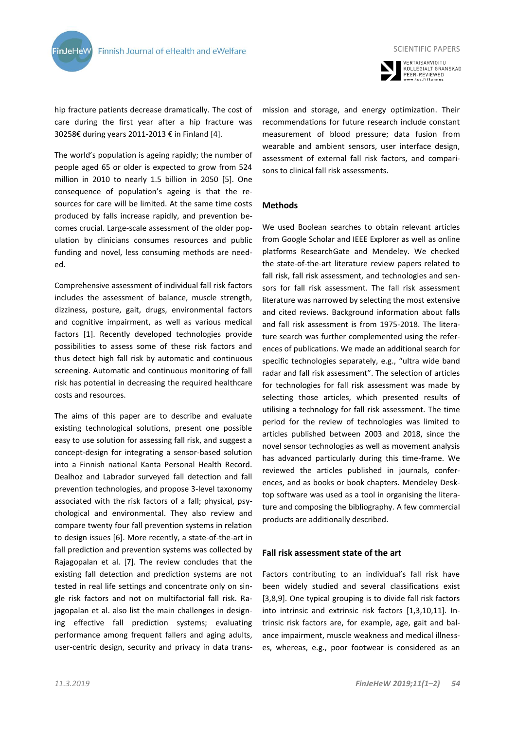hip fracture patients decrease dramatically. The cost of care during the first year after a hip fracture was 30258€ during years 2011-2013 € in Finland [4].

The world's population is ageing rapidly; the number of people aged 65 or older is expected to grow from 524 million in 2010 to nearly 1.5 billion in 2050 [5]. One consequence of population's ageing is that the resources for care will be limited. At the same time costs produced by falls increase rapidly, and prevention becomes crucial. Large-scale assessment of the older population by clinicians consumes resources and public funding and novel, less consuming methods are needed.

Comprehensive assessment of individual fall risk factors includes the assessment of balance, muscle strength, dizziness, posture, gait, drugs, environmental factors and cognitive impairment, as well as various medical factors [1]. Recently developed technologies provide possibilities to assess some of these risk factors and thus detect high fall risk by automatic and continuous screening. Automatic and continuous monitoring of fall risk has potential in decreasing the required healthcare costs and resources.

The aims of this paper are to describe and evaluate existing technological solutions, present one possible easy to use solution for assessing fall risk, and suggest a concept-design for integrating a sensor-based solution into a Finnish national Kanta Personal Health Record. Dealhoz and Labrador surveyed fall detection and fall prevention technologies, and propose 3-level taxonomy associated with the risk factors of a fall; physical, psychological and environmental. They also review and compare twenty four fall prevention systems in relation to design issues [6]. More recently, a state-of-the-art in fall prediction and prevention systems was collected by Rajagopalan et al. [7]. The review concludes that the existing fall detection and prediction systems are not tested in real life settings and concentrate only on single risk factors and not on multifactorial fall risk. Rajagopalan et al. also list the main challenges in designing effective fall prediction systems; evaluating performance among frequent fallers and aging adults, user-centric design, security and privacy in data transmission and storage, and energy optimization. Their recommendations for future research include constant measurement of blood pressure; data fusion from wearable and ambient sensors, user interface design, assessment of external fall risk factors, and comparisons to clinical fall risk assessments.

## Methods

We used Boolean searches to obtain relevant articles from Google Scholar and IEEE Explorer as well as online platforms ResearchGate and Mendeley. We checked the state-of-the-art literature review papers related to fall risk, fall risk assessment, and technologies and sensors for fall risk assessment. The fall risk assessment literature was narrowed by selecting the most extensive and cited reviews. Background information about falls and fall risk assessment is from 1975-2018. The literature search was further complemented using the references of publications. We made an additional search for specific technologies separately, e.g., "ultra wide band radar and fall risk assessment". The selection of articles for technologies for fall risk assessment was made by selecting those articles, which presented results of utilising a technology for fall risk assessment. The time period for the review of technologies was limited to articles published between 2003 and 2018, since the novel sensor technologies as well as movement analysis has advanced particularly during this time-frame. We reviewed the articles published in journals, conferences, and as books or book chapters. Mendeley Desktop software was used as a tool in organising the literature and composing the bibliography. A few commercial products are additionally described.

## Fall risk assessment state of the art

Factors contributing to an individual's fall risk have been widely studied and several classifications exist [3,8,9]. One typical grouping is to divide fall risk factors into intrinsic and extrinsic risk factors [1,3,10,11]. Intrinsic risk factors are, for example, age, gait and balance impairment, muscle weakness and medical illnesses, whereas, e.g., poor footwear is considered as an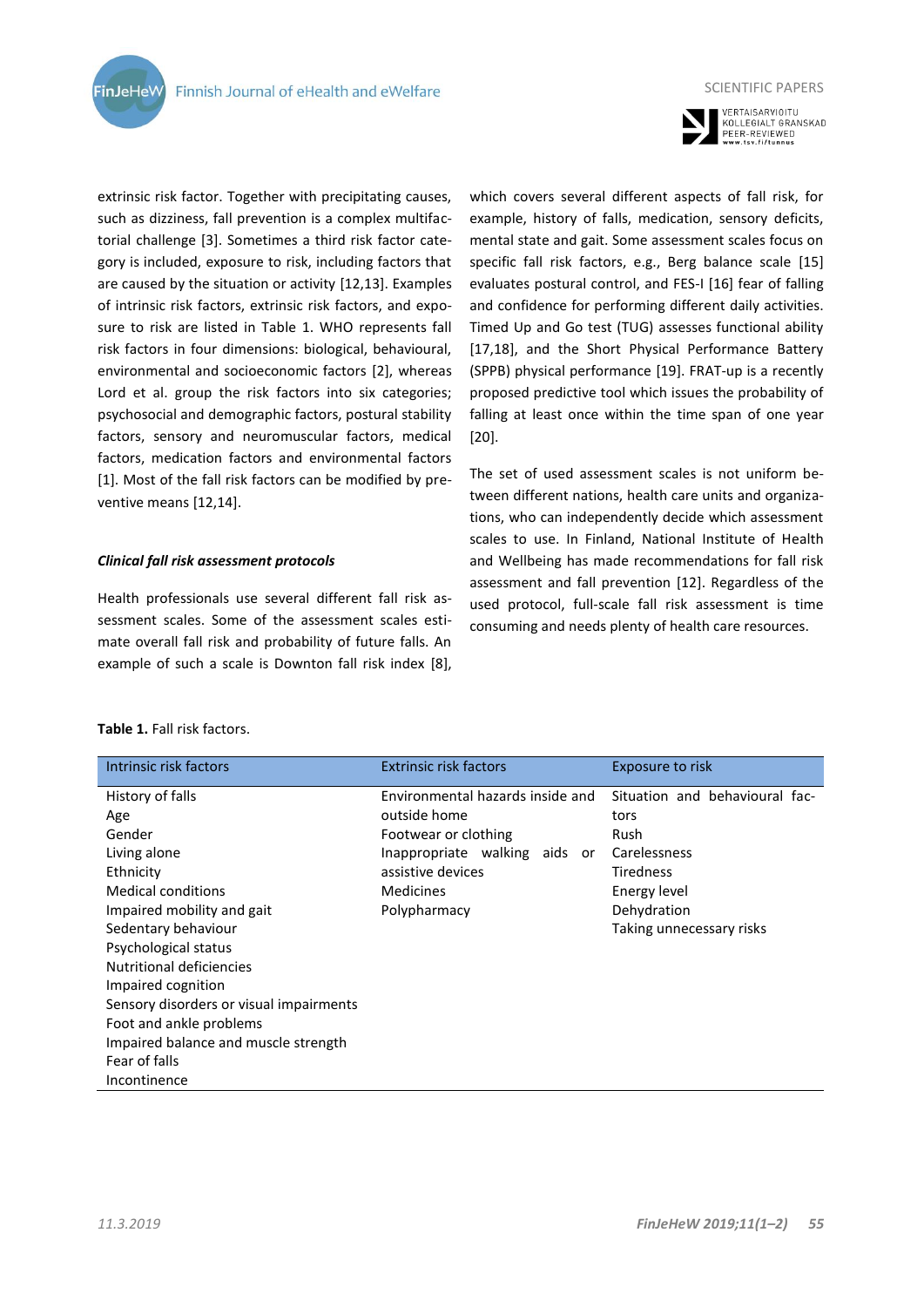extrinsic risk factor. Together with precipitating causes, such as dizziness, fall prevention is a complex multifactorial challenge [3]. Sometimes a third risk factor category is included, exposure to risk, including factors that are caused by the situation or activity [12,13]. Examples of intrinsic risk factors, extrinsic risk factors, and exposure to risk are listed in Table 1. WHO represents fall risk factors in four dimensions: biological, behavioural, environmental and socioeconomic factors [2], whereas Lord et al. group the risk factors into six categories; psychosocial and demographic factors, postural stability factors, sensory and neuromuscular factors, medical factors, medication factors and environmental factors [1]. Most of the fall risk factors can be modified by preventive means [12,14].

### *Clinical fall risk assessment protocols*

Health professionals use several different fall risk assessment scales. Some of the assessment scales estimate overall fall risk and probability of future falls. An example of such a scale is Downton fall risk index [8], which covers several different aspects of fall risk, for example, history of falls, medication, sensory deficits, mental state and gait. Some assessment scales focus on specific fall risk factors, e.g., Berg balance scale [15] evaluates postural control, and FES-I [16] fear of falling and confidence for performing different daily activities. Timed Up and Go test (TUG) assesses functional ability [17,18], and the Short Physical Performance Battery (SPPB) physical performance [19]. FRAT-up is a recently proposed predictive tool which issues the probability of falling at least once within the time span of one year [20].

The set of used assessment scales is not uniform between different nations, health care units and organizations, who can independently decide which assessment scales to use. In Finland, National Institute of Health and Wellbeing has made recommendations for fall risk assessment and fall prevention [12]. Regardless of the used protocol, full-scale fall risk assessment is time consuming and needs plenty of health care resources.

**Table 1.** Fall risk factors.

| Intrinsic risk factors | Extrinsic risk factors | Exposure to risk |
|---|---|---|
| History of falls | Environmental hazards inside and outside home | Situation and behavioural factors |
| Age | Footwear or clothing | Rush |
| Gender | Inappropriate walking aids or assistive devices | Carelessness |
| Living alone | Medicines | Tiredness |
| Ethnicity | Polypharmacy | Energy level |
| Medical conditions | | Dehydration |
| Impaired mobility and gait | | Taking unnecessary risks |
| Sedentary behaviour | | |
| Psychological status | | |
| Nutritional deficiencies | | |
| Impaired cognition | | |
| Sensory disorders or visual impairments | | |
| Foot and ankle problems | | |
| Impaired balance and muscle strength | | |
| Fear of falls | | |
| Incontinence | | |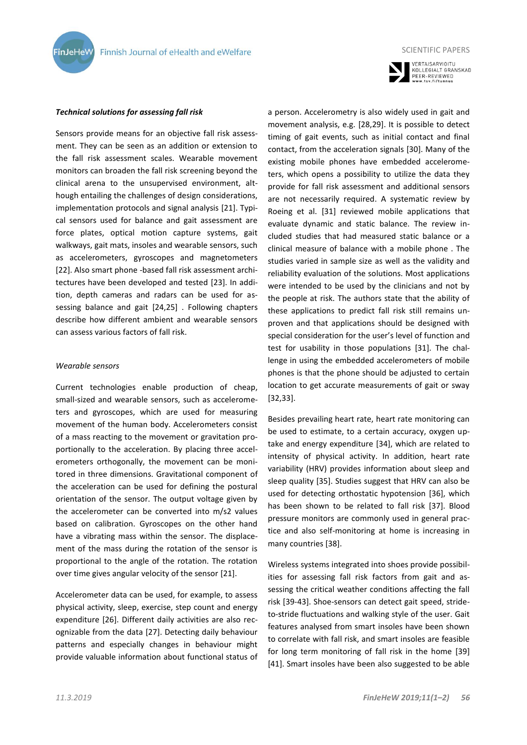### *Technical solutions for assessing fall risk*

Sensors provide means for an objective fall risk assessment. They can be seen as an addition or extension to the fall risk assessment scales. Wearable movement monitors can broaden the fall risk screening beyond the clinical arena to the unsupervised environment, although entailing the challenges of design considerations, implementation protocols and signal analysis [21]. Typical sensors used for balance and gait assessment are force plates, optical motion capture systems, gait walkways, gait mats, insoles and wearable sensors, such as accelerometers, gyroscopes and magnetometers [22]. Also smart phone -based fall risk assessment architectures have been developed and tested [23]. In addition, depth cameras and radars can be used for assessing balance and gait [24,25] . Following chapters describe how different ambient and wearable sensors can assess various factors of fall risk.

*Wearable sensors*

Current technologies enable production of cheap, small-sized and wearable sensors, such as accelerometers and gyroscopes, which are used for measuring movement of the human body. Accelerometers consist of a mass reacting to the movement or gravitation proportionally to the acceleration. By placing three accelerometers orthogonally, the movement can be monitored in three dimensions. Gravitational component of the acceleration can be used for defining the postural orientation of the sensor. The output voltage given by the accelerometer can be converted into m/s2 values based on calibration. Gyroscopes on the other hand have a vibrating mass within the sensor. The displacement of the mass during the rotation of the sensor is proportional to the angle of the rotation. The rotation over time gives angular velocity of the sensor [21].

Accelerometer data can be used, for example, to assess physical activity, sleep, exercise, step count and energy expenditure [26]. Different daily activities are also recognizable from the data [27]. Detecting daily behaviour patterns and especially changes in behaviour might provide valuable information about functional status of a person. Accelerometry is also widely used in gait and movement analysis, e.g. [28,29]. It is possible to detect timing of gait events, such as initial contact and final contact, from the acceleration signals [30]. Many of the existing mobile phones have embedded accelerometers, which opens a possibility to utilize the data they provide for fall risk assessment and additional sensors are not necessarily required. A systematic review by Roeing et al. [31] reviewed mobile applications that evaluate dynamic and static balance. The review included studies that had measured static balance or a clinical measure of balance with a mobile phone . The studies varied in sample size as well as the validity and reliability evaluation of the solutions. Most applications were intended to be used by the clinicians and not by the people at risk. The authors state that the ability of these applications to predict fall risk still remains unproven and that applications should be designed with special consideration for the user's level of function and test for usability in those populations [31]. The challenge in using the embedded accelerometers of mobile phones is that the phone should be adjusted to certain location to get accurate measurements of gait or sway [32,33].

Besides prevailing heart rate, heart rate monitoring can be used to estimate, to a certain accuracy, oxygen uptake and energy expenditure [34], which are related to intensity of physical activity. In addition, heart rate variability (HRV) provides information about sleep and sleep quality [35]. Studies suggest that HRV can also be used for detecting orthostatic hypotension [36], which has been shown to be related to fall risk [37]. Blood pressure monitors are commonly used in general practice and also self-monitoring at home is increasing in many countries [38].

Wireless systems integrated into shoes provide possibilities for assessing fall risk factors from gait and assessing the critical weather conditions affecting the fall risk [39-43]. Shoe-sensors can detect gait speed, stride-to-stride fluctuations and walking style of the user. Gait features analysed from smart insoles have been shown to correlate with fall risk, and smart insoles are feasible for long term monitoring of fall risk in the home [39] [41]. Smart insoles have been also suggested to be able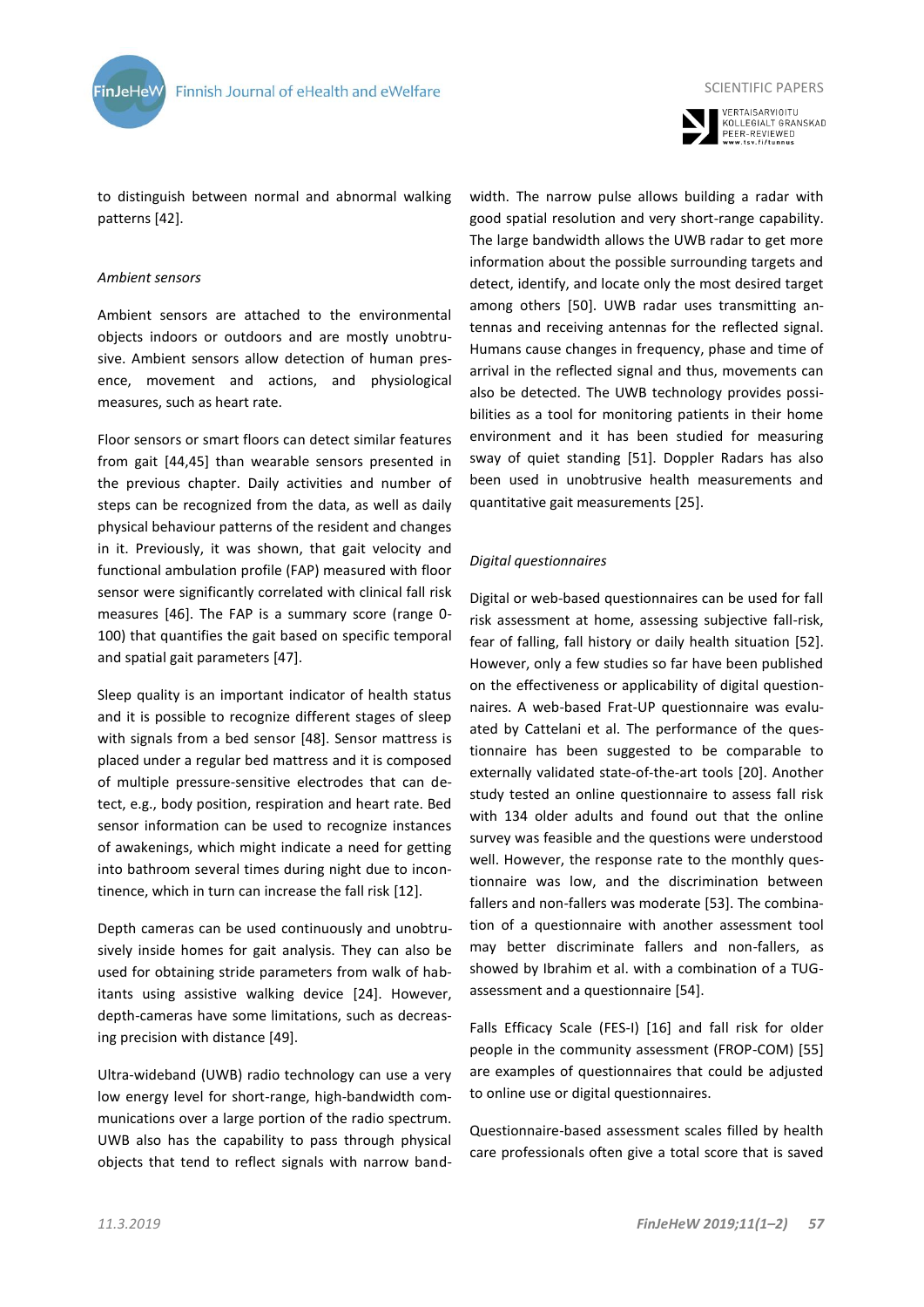to distinguish between normal and abnormal walking patterns [42].

*Ambient sensors*

Ambient sensors are attached to the environmental objects indoors or outdoors and are mostly unobtrusive. Ambient sensors allow detection of human presence, movement and actions, and physiological measures, such as heart rate.

Floor sensors or smart floors can detect similar features from gait [44,45] than wearable sensors presented in the previous chapter. Daily activities and number of steps can be recognized from the data, as well as daily physical behaviour patterns of the resident and changes in it. Previously, it was shown, that gait velocity and functional ambulation profile (FAP) measured with floor sensor were significantly correlated with clinical fall risk measures [46]. The FAP is a summary score (range 0-100) that quantifies the gait based on specific temporal and spatial gait parameters [47].

Sleep quality is an important indicator of health status and it is possible to recognize different stages of sleep with signals from a bed sensor [48]. Sensor mattress is placed under a regular bed mattress and it is composed of multiple pressure-sensitive electrodes that can detect, e.g., body position, respiration and heart rate. Bed sensor information can be used to recognize instances of awakenings, which might indicate a need for getting into bathroom several times during night due to incontinence, which in turn can increase the fall risk [12].

Depth cameras can be used continuously and unobtrusively inside homes for gait analysis. They can also be used for obtaining stride parameters from walk of habitants using assistive walking device [24]. However, depth-cameras have some limitations, such as decreasing precision with distance [49].

Ultra-wideband (UWB) radio technology can use a very low energy level for short-range, high-bandwidth communications over a large portion of the radio spectrum. UWB also has the capability to pass through physical objects that tend to reflect signals with narrow bandwidth. The narrow pulse allows building a radar with good spatial resolution and very short-range capability. The large bandwidth allows the UWB radar to get more information about the possible surrounding targets and detect, identify, and locate only the most desired target among others [50]. UWB radar uses transmitting antennas and receiving antennas for the reflected signal. Humans cause changes in frequency, phase and time of arrival in the reflected signal and thus, movements can also be detected. The UWB technology provides possibilities as a tool for monitoring patients in their home environment and it has been studied for measuring sway of quiet standing [51]. Doppler Radars has also been used in unobtrusive health measurements and quantitative gait measurements [25].

*Digital questionnaires*

Digital or web-based questionnaires can be used for fall risk assessment at home, assessing subjective fall-risk, fear of falling, fall history or daily health situation [52]. However, only a few studies so far have been published on the effectiveness or applicability of digital questionnaires. A web-based Frat-UP questionnaire was evaluated by Cattelani et al. The performance of the questionnaire has been suggested to be comparable to externally validated state-of-the-art tools [20]. Another study tested an online questionnaire to assess fall risk with 134 older adults and found out that the online survey was feasible and the questions were understood well. However, the response rate to the monthly questionnaire was low, and the discrimination between fallers and non-fallers was moderate [53]. The combination of a questionnaire with another assessment tool may better discriminate fallers and non-fallers, as showed by Ibrahim et al. with a combination of a TUG-assessment and a questionnaire [54].

Falls Efficacy Scale (FES-I) [16] and fall risk for older people in the community assessment (FROP-COM) [55] are examples of questionnaires that could be adjusted to online use or digital questionnaires.

Questionnaire-based assessment scales filled by health care professionals often give a total score that is saved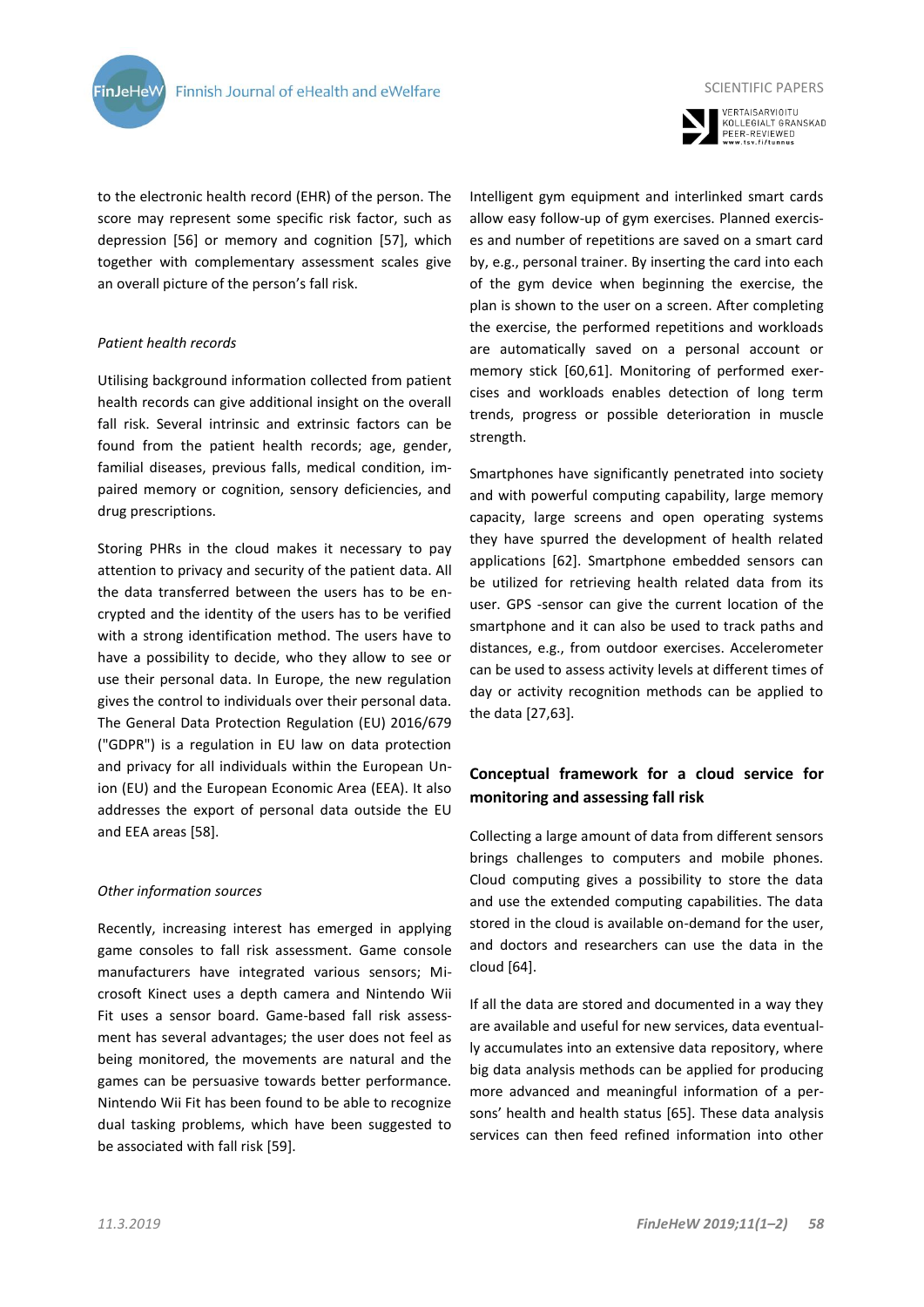to the electronic health record (EHR) of the person. The score may represent some specific risk factor, such as depression [56] or memory and cognition [57], which together with complementary assessment scales give an overall picture of the person's fall risk.

*Patient health records*

Utilising background information collected from patient health records can give additional insight on the overall fall risk. Several intrinsic and extrinsic factors can be found from the patient health records; age, gender, familial diseases, previous falls, medical condition, impaired memory or cognition, sensory deficiencies, and drug prescriptions.

Storing PHRs in the cloud makes it necessary to pay attention to privacy and security of the patient data. All the data transferred between the users has to be encrypted and the identity of the users has to be verified with a strong identification method. The users have to have a possibility to decide, who they allow to see or use their personal data. In Europe, the new regulation gives the control to individuals over their personal data. The General Data Protection Regulation (EU) 2016/679 ("GDPR") is a regulation in EU law on data protection and privacy for all individuals within the European Union (EU) and the European Economic Area (EEA). It also addresses the export of personal data outside the EU and EEA areas [58].

*Other information sources*

Recently, increasing interest has emerged in applying game consoles to fall risk assessment. Game console manufacturers have integrated various sensors; Microsoft Kinect uses a depth camera and Nintendo Wii Fit uses a sensor board. Game-based fall risk assessment has several advantages; the user does not feel as being monitored, the movements are natural and the games can be persuasive towards better performance. Nintendo Wii Fit has been found to be able to recognize dual tasking problems, which have been suggested to be associated with fall risk [59].

Intelligent gym equipment and interlinked smart cards allow easy follow-up of gym exercises. Planned exercises and number of repetitions are saved on a smart card by, e.g., personal trainer. By inserting the card into each of the gym device when beginning the exercise, the plan is shown to the user on a screen. After completing the exercise, the performed repetitions and workloads are automatically saved on a personal account or memory stick [60,61]. Monitoring of performed exercises and workloads enables detection of long term trends, progress or possible deterioration in muscle strength.

Smartphones have significantly penetrated into society and with powerful computing capability, large memory capacity, large screens and open operating systems they have spurred the development of health related applications [62]. Smartphone embedded sensors can be utilized for retrieving health related data from its user. GPS -sensor can give the current location of the smartphone and it can also be used to track paths and distances, e.g., from outdoor exercises. Accelerometer can be used to assess activity levels at different times of day or activity recognition methods can be applied to the data [27,63].

## Conceptual framework for a cloud service for monitoring and assessing fall risk

Collecting a large amount of data from different sensors brings challenges to computers and mobile phones. Cloud computing gives a possibility to store the data and use the extended computing capabilities. The data stored in the cloud is available on-demand for the user, and doctors and researchers can use the data in the cloud [64].

If all the data are stored and documented in a way they are available and useful for new services, data eventually accumulates into an extensive data repository, where big data analysis methods can be applied for producing more advanced and meaningful information of a persons' health and health status [65]. These data analysis services can then feed refined information into other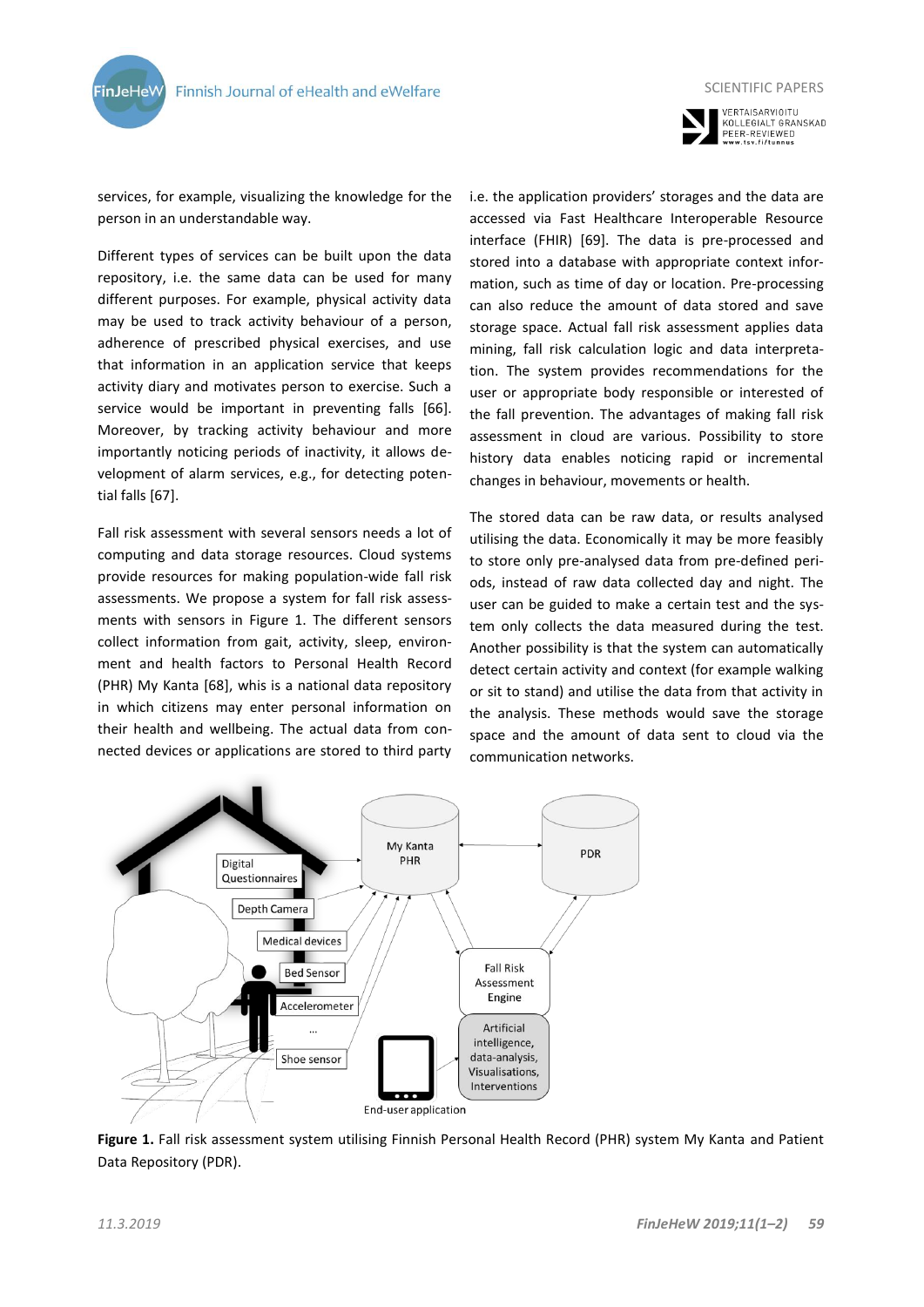services, for example, visualizing the knowledge for the person in an understandable way.

Different types of services can be built upon the data repository, i.e. the same data can be used for many different purposes. For example, physical activity data may be used to track activity behaviour of a person, adherence of prescribed physical exercises, and use that information in an application service that keeps activity diary and motivates person to exercise. Such a service would be important in preventing falls [66]. Moreover, by tracking activity behaviour and more importantly noticing periods of inactivity, it allows development of alarm services, e.g., for detecting potential falls [67].

Fall risk assessment with several sensors needs a lot of computing and data storage resources. Cloud systems provide resources for making population-wide fall risk assessments. We propose a system for fall risk assessments with sensors in Figure 1. The different sensors collect information from gait, activity, sleep, environment and health factors to Personal Health Record (PHR) My Kanta [68], whis is a national data repository in which citizens may enter personal information on their health and wellbeing. The actual data from connected devices or applications are stored to third party i.e. the application providers' storages and the data are accessed via Fast Healthcare Interoperable Resource interface (FHIR) [69]. The data is pre-processed and stored into a database with appropriate context information, such as time of day or location. Pre-processing can also reduce the amount of data stored and save storage space. Actual fall risk assessment applies data mining, fall risk calculation logic and data interpretation. The system provides recommendations for the user or appropriate body responsible or interested of the fall prevention. The advantages of making fall risk assessment in cloud are various. Possibility to store history data enables noticing rapid or incremental changes in behaviour, movements or health.

The stored data can be raw data, or results analysed utilising the data. Economically it may be more feasibly to store only pre-analysed data from pre-defined periods, instead of raw data collected day and night. The user can be guided to make a certain test and the system only collects the data measured during the test. Another possibility is that the system can automatically detect certain activity and context (for example walking or sit to stand) and utilise the data from that activity in the analysis. These methods would save the storage space and the amount of data sent to cloud via the communication networks.

**Figure 1.** Fall risk assessment system utilising Finnish Personal Health Record (PHR) system My Kanta and Patient Data Repository (PDR).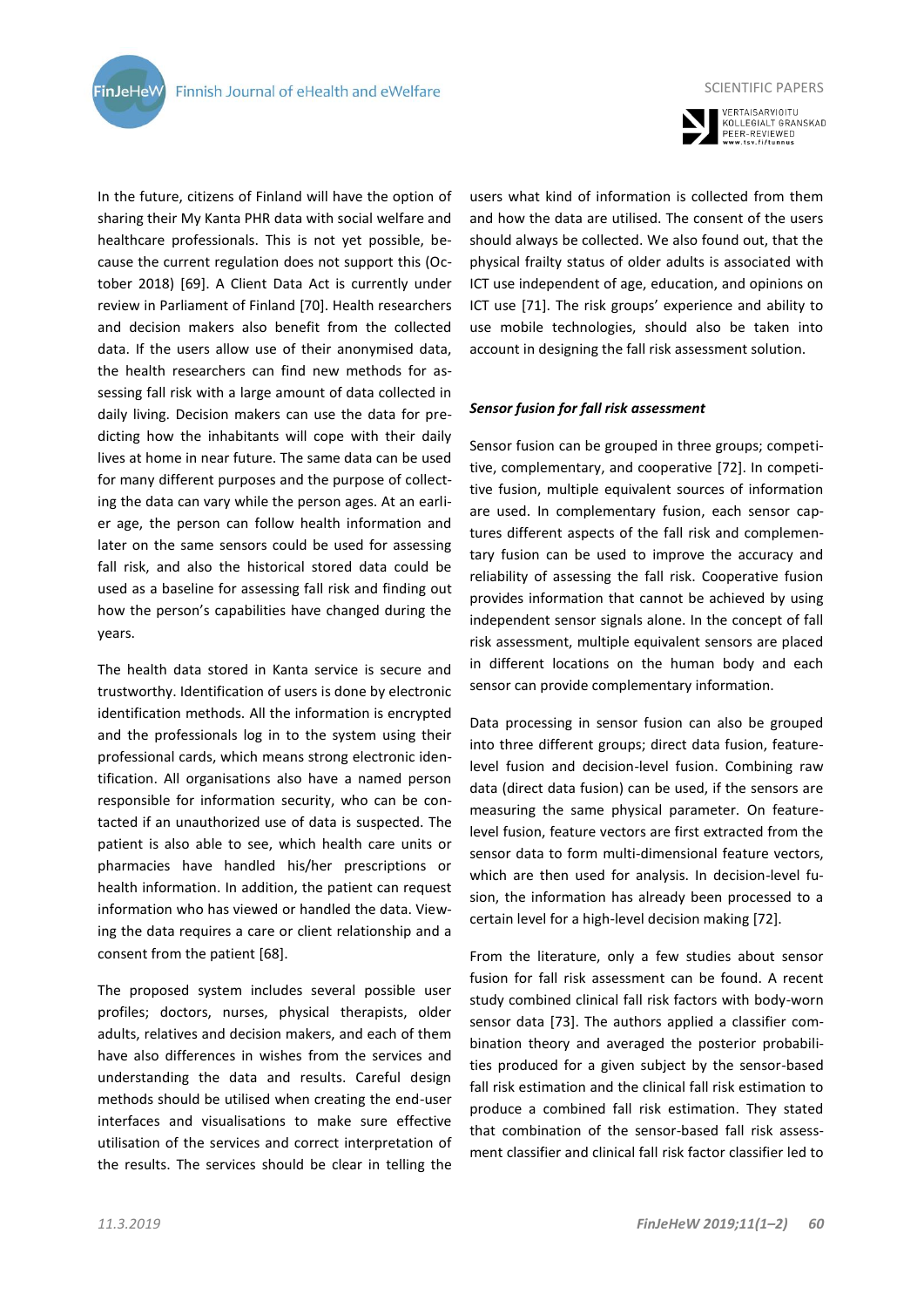In the future, citizens of Finland will have the option of sharing their My Kanta PHR data with social welfare and healthcare professionals. This is not yet possible, because the current regulation does not support this (October 2018) [69]. A Client Data Act is currently under review in Parliament of Finland [70]. Health researchers and decision makers also benefit from the collected data. If the users allow use of their anonymised data, the health researchers can find new methods for assessing fall risk with a large amount of data collected in daily living. Decision makers can use the data for predicting how the inhabitants will cope with their daily lives at home in near future. The same data can be used for many different purposes and the purpose of collecting the data can vary while the person ages. At an earlier age, the person can follow health information and later on the same sensors could be used for assessing fall risk, and also the historical stored data could be used as a baseline for assessing fall risk and finding out how the person's capabilities have changed during the years.

The health data stored in Kanta service is secure and trustworthy. Identification of users is done by electronic identification methods. All the information is encrypted and the professionals log in to the system using their professional cards, which means strong electronic identification. All organisations also have a named person responsible for information security, who can be contacted if an unauthorized use of data is suspected. The patient is also able to see, which health care units or pharmacies have handled his/her prescriptions or health information. In addition, the patient can request information who has viewed or handled the data. Viewing the data requires a care or client relationship and a consent from the patient [68].

The proposed system includes several possible user profiles; doctors, nurses, physical therapists, older adults, relatives and decision makers, and each of them have also differences in wishes from the services and understanding the data and results. Careful design methods should be utilised when creating the end-user interfaces and visualisations to make sure effective utilisation of the services and correct interpretation of the results. The services should be clear in telling the users what kind of information is collected from them and how the data are utilised. The consent of the users should always be collected. We also found out, that the physical frailty status of older adults is associated with ICT use independent of age, education, and opinions on ICT use [71]. The risk groups' experience and ability to use mobile technologies, should also be taken into account in designing the fall risk assessment solution.

### *Sensor fusion for fall risk assessment*

Sensor fusion can be grouped in three groups; competitive, complementary, and cooperative [72]. In competitive fusion, multiple equivalent sources of information are used. In complementary fusion, each sensor captures different aspects of the fall risk and complementary fusion can be used to improve the accuracy and reliability of assessing the fall risk. Cooperative fusion provides information that cannot be achieved by using independent sensor signals alone. In the concept of fall risk assessment, multiple equivalent sensors are placed in different locations on the human body and each sensor can provide complementary information.

Data processing in sensor fusion can also be grouped into three different groups; direct data fusion, feature-level fusion and decision-level fusion. Combining raw data (direct data fusion) can be used, if the sensors are measuring the same physical parameter. On feature-level fusion, feature vectors are first extracted from the sensor data to form multi-dimensional feature vectors, which are then used for analysis. In decision-level fusion, the information has already been processed to a certain level for a high-level decision making [72].

From the literature, only a few studies about sensor fusion for fall risk assessment can be found. A recent study combined clinical fall risk factors with body-worn sensor data [73]. The authors applied a classifier combination theory and averaged the posterior probabilities produced for a given subject by the sensor-based fall risk estimation and the clinical fall risk estimation to produce a combined fall risk estimation. They stated that combination of the sensor-based fall risk assessment classifier and clinical fall risk factor classifier led to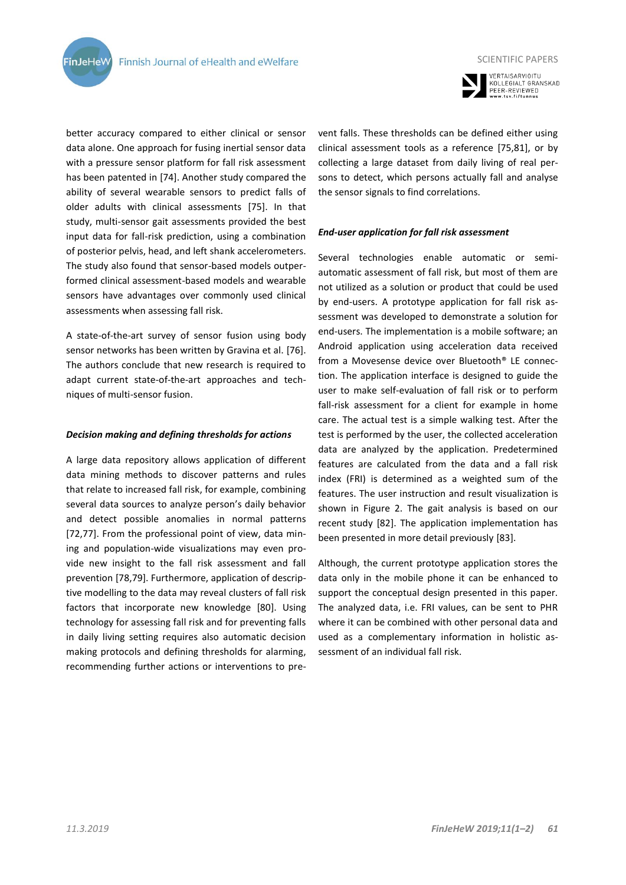better accuracy compared to either clinical or sensor data alone. One approach for fusing inertial sensor data with a pressure sensor platform for fall risk assessment has been patented in [74]. Another study compared the ability of several wearable sensors to predict falls of older adults with clinical assessments [75]. In that study, multi-sensor gait assessments provided the best input data for fall-risk prediction, using a combination of posterior pelvis, head, and left shank accelerometers. The study also found that sensor-based models outperformed clinical assessment-based models and wearable sensors have advantages over commonly used clinical assessments when assessing fall risk.

A state-of-the-art survey of sensor fusion using body sensor networks has been written by Gravina et al. [76]. The authors conclude that new research is required to adapt current state-of-the-art approaches and techniques of multi-sensor fusion.

### *Decision making and defining thresholds for actions*

A large data repository allows application of different data mining methods to discover patterns and rules that relate to increased fall risk, for example, combining several data sources to analyze person's daily behavior and detect possible anomalies in normal patterns [72,77]. From the professional point of view, data mining and population-wide visualizations may even provide new insight to the fall risk assessment and fall prevention [78,79]. Furthermore, application of descriptive modelling to the data may reveal clusters of fall risk factors that incorporate new knowledge [80]. Using technology for assessing fall risk and for preventing falls in daily living setting requires also automatic decision making protocols and defining thresholds for alarming, recommending further actions or interventions to prevent falls. These thresholds can be defined either using clinical assessment tools as a reference [75,81], or by collecting a large dataset from daily living of real persons to detect, which persons actually fall and analyse the sensor signals to find correlations.

### *End-user application for fall risk assessment*

Several technologies enable automatic or semi-automatic assessment of fall risk, but most of them are not utilized as a solution or product that could be used by end-users. A prototype application for fall risk assessment was developed to demonstrate a solution for end-users. The implementation is a mobile software; an Android application using acceleration data received from a Movesense device over Bluetooth® LE connection. The application interface is designed to guide the user to make self-evaluation of fall risk or to perform fall-risk assessment for a client for example in home care. The actual test is a simple walking test. After the test is performed by the user, the collected acceleration data are analyzed by the application. Predetermined features are calculated from the data and a fall risk index (FRI) is determined as a weighted sum of the features. The user instruction and result visualization is shown in Figure 2. The gait analysis is based on our recent study [82]. The application implementation has been presented in more detail previously [83].

Although, the current prototype application stores the data only in the mobile phone it can be enhanced to support the conceptual design presented in this paper. The analyzed data, i.e. FRI values, can be sent to PHR where it can be combined with other personal data and used as a complementary information in holistic assessment of an individual fall risk.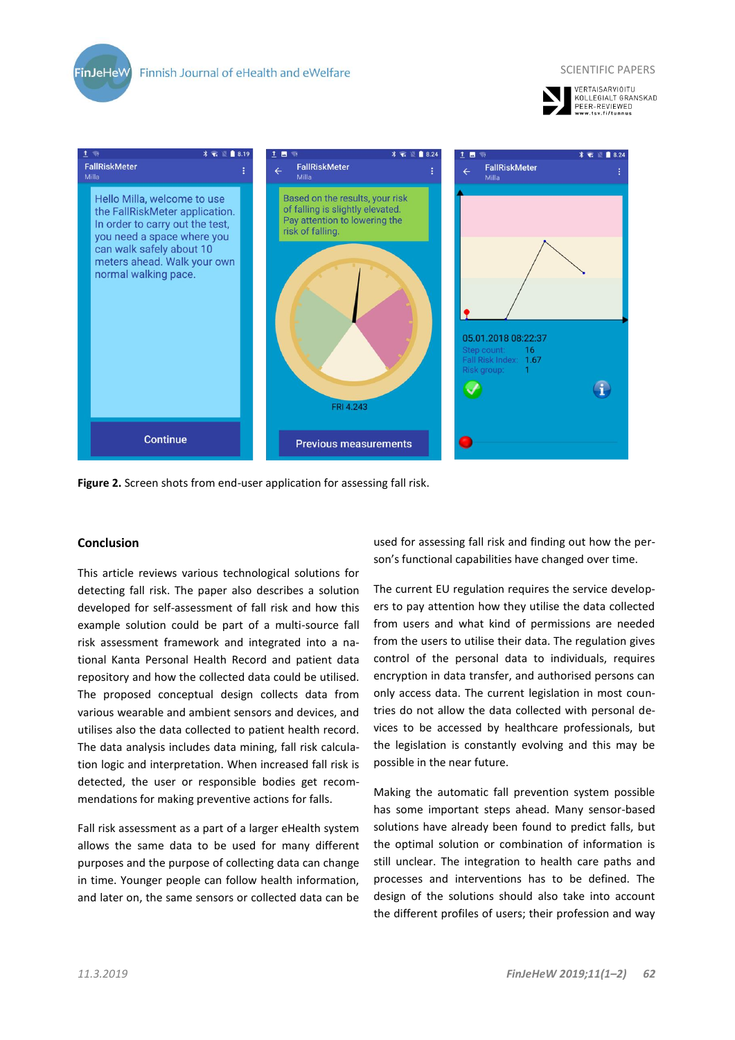**Figure 2.** Screen shots from end-user application for assessing fall risk.

## Conclusion

This article reviews various technological solutions for detecting fall risk. The paper also describes a solution developed for self-assessment of fall risk and how this example solution could be part of a multi-source fall risk assessment framework and integrated into a national Kanta Personal Health Record and patient data repository and how the collected data could be utilised. The proposed conceptual design collects data from various wearable and ambient sensors and devices, and utilises also the data collected to patient health record. The data analysis includes data mining, fall risk calculation logic and interpretation. When increased fall risk is detected, the user or responsible bodies get recommendations for making preventive actions for falls.

Fall risk assessment as a part of a larger eHealth system allows the same data to be used for many different purposes and the purpose of collecting data can change in time. Younger people can follow health information, and later on, the same sensors or collected data can be used for assessing fall risk and finding out how the person's functional capabilities have changed over time.

The current EU regulation requires the service developers to pay attention how they utilise the data collected from users and what kind of permissions are needed from the users to utilise their data. The regulation gives control of the personal data to individuals, requires encryption in data transfer, and authorised persons can only access data. The current legislation in most countries do not allow the data collected with personal devices to be accessed by healthcare professionals, but the legislation is constantly evolving and this may be possible in the near future.

Making the automatic fall prevention system possible has some important steps ahead. Many sensor-based solutions have already been found to predict falls, but the optimal solution or combination of information is still unclear. The integration to health care paths and processes and interventions has to be defined. The design of the solutions should also take into account the different profiles of users; their profession and way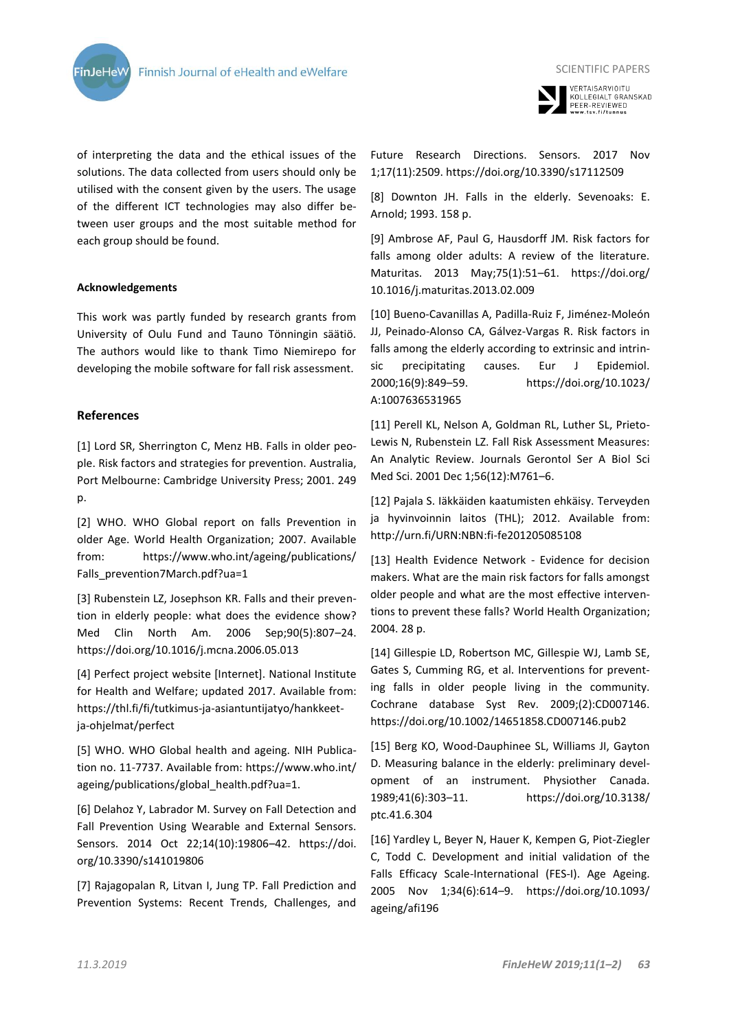of interpreting the data and the ethical issues of the solutions. The data collected from users should only be utilised with the consent given by the users. The usage of the different ICT technologies may also differ between user groups and the most suitable method for each group should be found.

#### Acknowledgements

This work was partly funded by research grants from University of Oulu Fund and Tauno Tönningin säätiö. The authors would like to thank Timo Niemirepo for developing the mobile software for fall risk assessment.

### References

[1] Lord SR, Sherrington C, Menz HB. Falls in older people. Risk factors and strategies for prevention. Australia, Port Melbourne: Cambridge University Press; 2001. 249 p.

[2] WHO. WHO Global report on falls Prevention in older Age. World Health Organization; 2007. Available from: https://www.who.int/ageing/publications/Falls_prevention7March.pdf?ua=1

[3] Rubenstein LZ, Josephson KR. Falls and their prevention in elderly people: what does the evidence show? Med Clin North Am. 2006 Sep;90(5):807–24. https://doi.org/10.1016/j.mcna.2006.05.013

[4] Perfect project website [Internet]. National Institute for Health and Welfare; updated 2017. Available from: https://thl.fi/fi/tutkimus-ja-asiantuntijatyo/hankkeet-ja-ohjelmat/perfect

[5] WHO. WHO Global health and ageing. NIH Publication no. 11-7737. Available from: https://www.who.int/ageing/publications/global_health.pdf?ua=1.

[6] Delahoz Y, Labrador M. Survey on Fall Detection and Fall Prevention Using Wearable and External Sensors. Sensors. 2014 Oct 22;14(10):19806–42. https://doi.org/10.3390/s141019806

[7] Rajagopalan R, Litvan I, Jung TP. Fall Prediction and Prevention Systems: Recent Trends, Challenges, and Future Research Directions. Sensors. 2017 Nov 1;17(11):2509. https://doi.org/10.3390/s17112509

[8] Downton JH. Falls in the elderly. Sevenoaks: E. Arnold; 1993. 158 p.

[9] Ambrose AF, Paul G, Hausdorff JM. Risk factors for falls among older adults: A review of the literature. Maturitas. 2013 May;75(1):51–61. https://doi.org/10.1016/j.maturitas.2013.02.009

[10] Bueno-Cavanillas A, Padilla-Ruiz F, Jiménez-Moleón JJ, Peinado-Alonso CA, Gálvez-Vargas R. Risk factors in falls among the elderly according to extrinsic and intrinsic precipitating causes. Eur J Epidemiol. 2000;16(9):849–59. https://doi.org/10.1023/A:1007636531965

[11] Perell KL, Nelson A, Goldman RL, Luther SL, Prieto-Lewis N, Rubenstein LZ. Fall Risk Assessment Measures: An Analytic Review. Journals Gerontol Ser A Biol Sci Med Sci. 2001 Dec 1;56(12):M761–6.

[12] Pajala S. Iäkkäiden kaatumisten ehkäisy. Terveyden ja hyvinvoinnin laitos (THL); 2012. Available from: http://urn.fi/URN:NBN:fi-fe201205085108

[13] Health Evidence Network - Evidence for decision makers. What are the main risk factors for falls amongst older people and what are the most effective interventions to prevent these falls? World Health Organization; 2004. 28 p.

[14] Gillespie LD, Robertson MC, Gillespie WJ, Lamb SE, Gates S, Cumming RG, et al. Interventions for preventing falls in older people living in the community. Cochrane database Syst Rev. 2009;(2):CD007146. https://doi.org/10.1002/14651858.CD007146.pub2

[15] Berg KO, Wood-Dauphinee SL, Williams JI, Gayton D. Measuring balance in the elderly: preliminary development of an instrument. Physiother Canada. 1989;41(6):303–11. https://doi.org/10.3138/ptc.41.6.304

[16] Yardley L, Beyer N, Hauer K, Kempen G, Piot-Ziegler C, Todd C. Development and initial validation of the Falls Efficacy Scale-International (FES-I). Age Ageing. 2005 Nov 1;34(6):614–9. https://doi.org/10.1093/ageing/afi196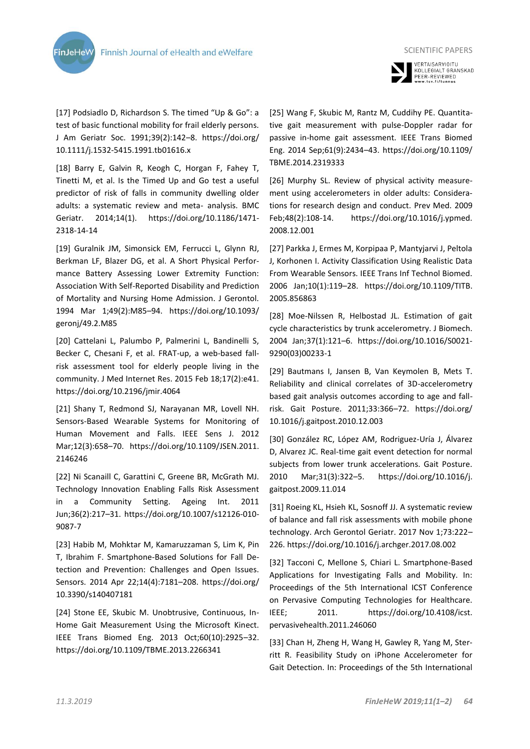[17] Podsiadlo D, Richardson S. The timed "Up & Go": a test of basic functional mobility for frail elderly persons. J Am Geriatr Soc. 1991;39(2):142–8. https://doi.org/10.1111/j.1532-5415.1991.tb01616.x

[18] Barry E, Galvin R, Keogh C, Horgan F, Fahey T, Tinetti M, et al. Is the Timed Up and Go test a useful predictor of risk of falls in community dwelling older adults: a systematic review and meta- analysis. BMC Geriatr. 2014;14(1). https://doi.org/10.1186/1471-2318-14-14

[19] Guralnik JM, Simonsick EM, Ferrucci L, Glynn RJ, Berkman LF, Blazer DG, et al. A Short Physical Performance Battery Assessing Lower Extremity Function: Association With Self-Reported Disability and Prediction of Mortality and Nursing Home Admission. J Gerontol. 1994 Mar 1;49(2):M85–94. https://doi.org/10.1093/geronj/49.2.M85

[20] Cattelani L, Palumbo P, Palmerini L, Bandinelli S, Becker C, Chesani F, et al. FRAT-up, a web-based fall-risk assessment tool for elderly people living in the community. J Med Internet Res. 2015 Feb 18;17(2):e41. https://doi.org/10.2196/jmir.4064

[21] Shany T, Redmond SJ, Narayanan MR, Lovell NH. Sensors-Based Wearable Systems for Monitoring of Human Movement and Falls. IEEE Sens J. 2012 Mar;12(3):658–70. https://doi.org/10.1109/JSEN.2011.2146246

[22] Ni Scanaill C, Garattini C, Greene BR, McGrath MJ. Technology Innovation Enabling Falls Risk Assessment in a Community Setting. Ageing Int. 2011 Jun;36(2):217–31. https://doi.org/10.1007/s12126-010-9087-7

[23] Habib M, Mohktar M, Kamaruzzaman S, Lim K, Pin T, Ibrahim F. Smartphone-Based Solutions for Fall Detection and Prevention: Challenges and Open Issues. Sensors. 2014 Apr 22;14(4):7181–208. https://doi.org/10.3390/s140407181

[24] Stone EE, Skubic M. Unobtrusive, Continuous, In-Home Gait Measurement Using the Microsoft Kinect. IEEE Trans Biomed Eng. 2013 Oct;60(10):2925–32. https://doi.org/10.1109/TBME.2013.2266341

[25] Wang F, Skubic M, Rantz M, Cuddihy PE. Quantitative gait measurement with pulse-Doppler radar for passive in-home gait assessment. IEEE Trans Biomed Eng. 2014 Sep;61(9):2434–43. https://doi.org/10.1109/TBME.2014.2319333

[26] Murphy SL. Review of physical activity measurement using accelerometers in older adults: Considerations for research design and conduct. Prev Med. 2009 Feb;48(2):108-14. https://doi.org/10.1016/j.ypmed.2008.12.001

[27] Parkka J, Ermes M, Korpipaa P, Mantyjarvi J, Peltola J, Korhonen I. Activity Classification Using Realistic Data From Wearable Sensors. IEEE Trans Inf Technol Biomed. 2006 Jan;10(1):119–28. https://doi.org/10.1109/TITB.2005.856863

[28] Moe-Nilssen R, Helbostad JL. Estimation of gait cycle characteristics by trunk accelerometry. J Biomech. 2004 Jan;37(1):121–6. https://doi.org/10.1016/S0021-9290(03)00233-1

[29] Bautmans I, Jansen B, Van Keymolen B, Mets T. Reliability and clinical correlates of 3D-accelerometry based gait analysis outcomes according to age and fall-risk. Gait Posture. 2011;33:366–72. https://doi.org/10.1016/j.gaitpost.2010.12.003

[30] González RC, López AM, Rodriguez-Uría J, Álvarez D, Alvarez JC. Real-time gait event detection for normal subjects from lower trunk accelerations. Gait Posture. 2010 Mar;31(3):322–5. https://doi.org/10.1016/j.gaitpost.2009.11.014

[31] Roeing KL, Hsieh KL, Sosnoff JJ. A systematic review of balance and fall risk assessments with mobile phone technology. Arch Gerontol Geriatr. 2017 Nov 1;73:222–226. https://doi.org/10.1016/j.archger.2017.08.002

[32] Tacconi C, Mellone S, Chiari L. Smartphone-Based Applications for Investigating Falls and Mobility. In: Proceedings of the 5th International ICST Conference on Pervasive Computing Technologies for Healthcare. IEEE; 2011. https://doi.org/10.4108/icst.pervasivehealth.2011.246060

[33] Chan H, Zheng H, Wang H, Gawley R, Yang M, Sterritt R. Feasibility Study on iPhone Accelerometer for Gait Detection. In: Proceedings of the 5th International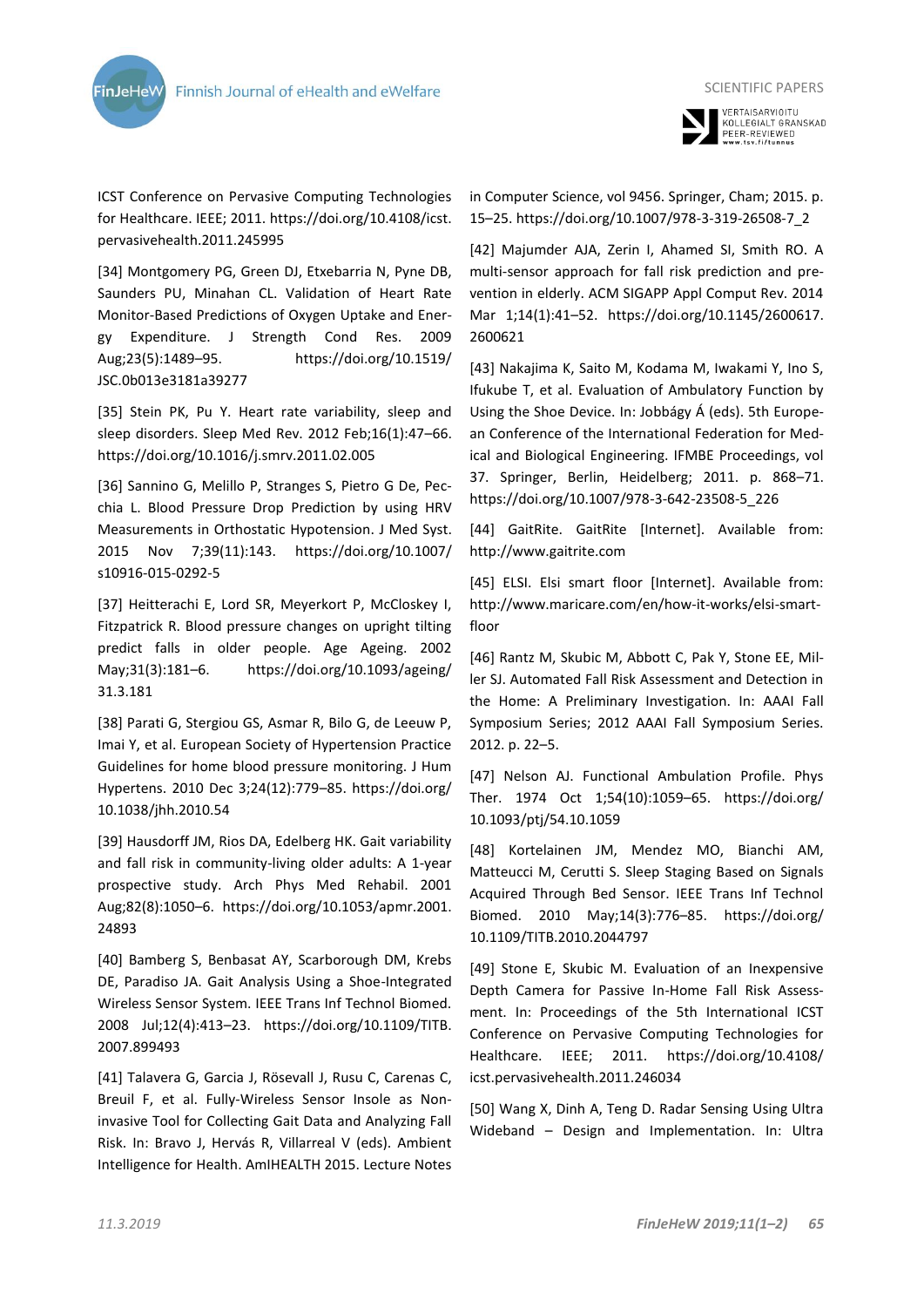ICST Conference on Pervasive Computing Technologies for Healthcare. IEEE; 2011. https://doi.org/10.4108/icst.pervasivehealth.2011.245995

[34] Montgomery PG, Green DJ, Etxebarria N, Pyne DB, Saunders PU, Minahan CL. Validation of Heart Rate Monitor-Based Predictions of Oxygen Uptake and Energy Expenditure. J Strength Cond Res. 2009 Aug;23(5):1489–95. https://doi.org/10.1519/JSC.0b013e3181a39277

[35] Stein PK, Pu Y. Heart rate variability, sleep and sleep disorders. Sleep Med Rev. 2012 Feb;16(1):47–66. https://doi.org/10.1016/j.smrv.2011.02.005

[36] Sannino G, Melillo P, Stranges S, Pietro G De, Pecchia L. Blood Pressure Drop Prediction by using HRV Measurements in Orthostatic Hypotension. J Med Syst. 2015 Nov 7;39(11):143. https://doi.org/10.1007/s10916-015-0292-5

[37] Heitterachi E, Lord SR, Meyerkort P, McCloskey I, Fitzpatrick R. Blood pressure changes on upright tilting predict falls in older people. Age Ageing. 2002 May;31(3):181–6. https://doi.org/10.1093/ageing/31.3.181

[38] Parati G, Stergiou GS, Asmar R, Bilo G, de Leeuw P, Imai Y, et al. European Society of Hypertension Practice Guidelines for home blood pressure monitoring. J Hum Hypertens. 2010 Dec 3;24(12):779–85. https://doi.org/10.1038/jhh.2010.54

[39] Hausdorff JM, Rios DA, Edelberg HK. Gait variability and fall risk in community-living older adults: A 1-year prospective study. Arch Phys Med Rehabil. 2001 Aug;82(8):1050–6. https://doi.org/10.1053/apmr.2001.24893

[40] Bamberg S, Benbasat AY, Scarborough DM, Krebs DE, Paradiso JA. Gait Analysis Using a Shoe-Integrated Wireless Sensor System. IEEE Trans Inf Technol Biomed. 2008 Jul;12(4):413–23. https://doi.org/10.1109/TITB.2007.899493

[41] Talavera G, Garcia J, Rösevall J, Rusu C, Carenas C, Breuil F, et al. Fully-Wireless Sensor Insole as Non-invasive Tool for Collecting Gait Data and Analyzing Fall Risk. In: Bravo J, Hervás R, Villarreal V (eds). Ambient Intelligence for Health. AmIHEALTH 2015. Lecture Notes in Computer Science, vol 9456. Springer, Cham; 2015. p. 15–25. https://doi.org/10.1007/978-3-319-26508-7_2

[42] Majumder AJA, Zerin I, Ahamed SI, Smith RO. A multi-sensor approach for fall risk prediction and prevention in elderly. ACM SIGAPP Appl Comput Rev. 2014 Mar 1;14(1):41–52. https://doi.org/10.1145/2600617.2600621

[43] Nakajima K, Saito M, Kodama M, Iwakami Y, Ino S, Ifukube T, et al. Evaluation of Ambulatory Function by Using the Shoe Device. In: Jobbágy Á (eds). 5th European Conference of the International Federation for Medical and Biological Engineering. IFMBE Proceedings, vol 37. Springer, Berlin, Heidelberg; 2011. p. 868–71. https://doi.org/10.1007/978-3-642-23508-5_226

[44] GaitRite. GaitRite [Internet]. Available from: http://www.gaitrite.com

[45] ELSI. Elsi smart floor [Internet]. Available from: http://www.maricare.com/en/how-it-works/elsi-smart-floor

[46] Rantz M, Skubic M, Abbott C, Pak Y, Stone EE, Miller SJ. Automated Fall Risk Assessment and Detection in the Home: A Preliminary Investigation. In: AAAI Fall Symposium Series; 2012 AAAI Fall Symposium Series. 2012. p. 22–5.

[47] Nelson AJ. Functional Ambulation Profile. Phys Ther. 1974 Oct 1;54(10):1059–65. https://doi.org/10.1093/ptj/54.10.1059

[48] Kortelainen JM, Mendez MO, Bianchi AM, Matteucci M, Cerutti S. Sleep Staging Based on Signals Acquired Through Bed Sensor. IEEE Trans Inf Technol Biomed. 2010 May;14(3):776–85. https://doi.org/10.1109/TITB.2010.2044797

[49] Stone E, Skubic M. Evaluation of an Inexpensive Depth Camera for Passive In-Home Fall Risk Assessment. In: Proceedings of the 5th International ICST Conference on Pervasive Computing Technologies for Healthcare. IEEE; 2011. https://doi.org/10.4108/icst.pervasivehealth.2011.246034

[50] Wang X, Dinh A, Teng D. Radar Sensing Using Ultra Wideband – Design and Implementation. In: Ultra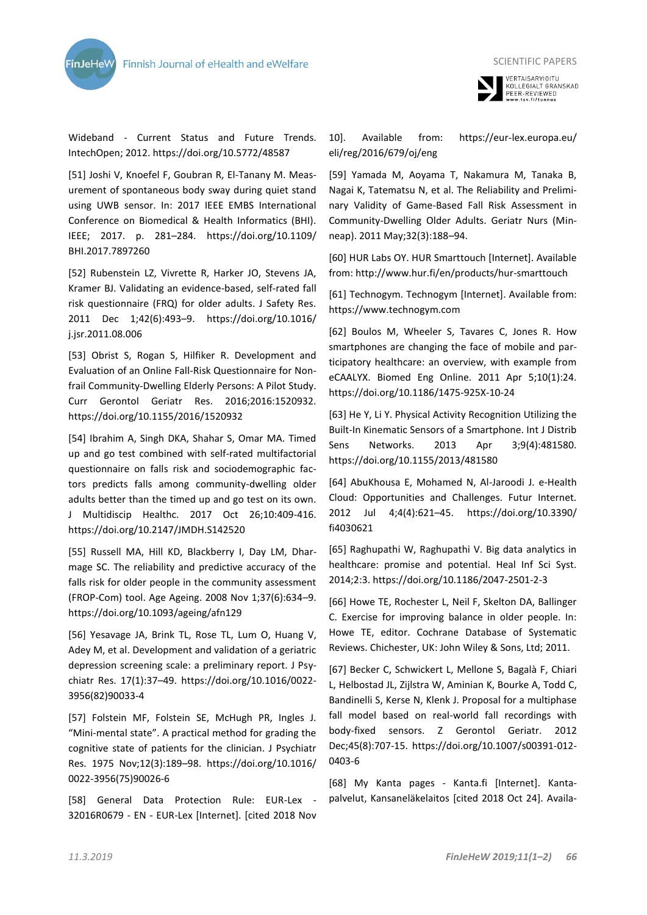Wideband - Current Status and Future Trends. IntechOpen; 2012. https://doi.org/10.5772/48587

[51] Joshi V, Knoefel F, Goubran R, El-Tanany M. Measurement of spontaneous body sway during quiet stand using UWB sensor. In: 2017 IEEE EMBS International Conference on Biomedical & Health Informatics (BHI). IEEE; 2017. p. 281–284. https://doi.org/10.1109/BHI.2017.7897260

[52] Rubenstein LZ, Vivrette R, Harker JO, Stevens JA, Kramer BJ. Validating an evidence-based, self-rated fall risk questionnaire (FRQ) for older adults. J Safety Res. 2011 Dec 1;42(6):493–9. https://doi.org/10.1016/j.jsr.2011.08.006

[53] Obrist S, Rogan S, Hilfiker R. Development and Evaluation of an Online Fall-Risk Questionnaire for Nonfrail Community-Dwelling Elderly Persons: A Pilot Study. Curr Gerontol Geriatr Res. 2016;2016:1520932. https://doi.org/10.1155/2016/1520932

[54] Ibrahim A, Singh DKA, Shahar S, Omar MA. Timed up and go test combined with self-rated multifactorial questionnaire on falls risk and sociodemographic factors predicts falls among community-dwelling older adults better than the timed up and go test on its own. J Multidiscip Healthc. 2017 Oct 26;10:409-416. https://doi.org/10.2147/JMDH.S142520

[55] Russell MA, Hill KD, Blackberry I, Day LM, Dharmage SC. The reliability and predictive accuracy of the falls risk for older people in the community assessment (FROP-Com) tool. Age Ageing. 2008 Nov 1;37(6):634–9. https://doi.org/10.1093/ageing/afn129

[56] Yesavage JA, Brink TL, Rose TL, Lum O, Huang V, Adey M, et al. Development and validation of a geriatric depression screening scale: a preliminary report. J Psychiatr Res. 17(1):37–49. https://doi.org/10.1016/0022-3956(82)90033-4

[57] Folstein MF, Folstein SE, McHugh PR, Ingles J. "Mini-mental state". A practical method for grading the cognitive state of patients for the clinician. J Psychiatr Res. 1975 Nov;12(3):189–98. https://doi.org/10.1016/0022-3956(75)90026-6

[58] General Data Protection Rule: EUR-Lex - 32016R0679 - EN - EUR-Lex [Internet]. [cited 2018 Nov 10]. Available from: https://eur-lex.europa.eu/eli/reg/2016/679/oj/eng

[59] Yamada M, Aoyama T, Nakamura M, Tanaka B, Nagai K, Tatematsu N, et al. The Reliability and Preliminary Validity of Game-Based Fall Risk Assessment in Community-Dwelling Older Adults. Geriatr Nurs (Minneap). 2011 May;32(3):188–94.

[60] HUR Labs OY. HUR Smarttouch [Internet]. Available from: http://www.hur.fi/en/products/hur-smarttouch

[61] Technogym. Technogym [Internet]. Available from: https://www.technogym.com

[62] Boulos M, Wheeler S, Tavares C, Jones R. How smartphones are changing the face of mobile and participatory healthcare: an overview, with example from eCAALYX. Biomed Eng Online. 2011 Apr 5;10(1):24. https://doi.org/10.1186/1475-925X-10-24

[63] He Y, Li Y. Physical Activity Recognition Utilizing the Built-In Kinematic Sensors of a Smartphone. Int J Distrib Sens Networks. 2013 Apr 3;9(4):481580. https://doi.org/10.1155/2013/481580

[64] AbuKhousa E, Mohamed N, Al-Jaroodi J. e-Health Cloud: Opportunities and Challenges. Futur Internet. 2012 Jul 4;4(4):621–45. https://doi.org/10.3390/fi4030621

[65] Raghupathi W, Raghupathi V. Big data analytics in healthcare: promise and potential. Heal Inf Sci Syst. 2014;2:3. https://doi.org/10.1186/2047-2501-2-3

[66] Howe TE, Rochester L, Neil F, Skelton DA, Ballinger C. Exercise for improving balance in older people. In: Howe TE, editor. Cochrane Database of Systematic Reviews. Chichester, UK: John Wiley & Sons, Ltd; 2011.

[67] Becker C, Schwickert L, Mellone S, Bagalà F, Chiari L, Helbostad JL, Zijlstra W, Aminian K, Bourke A, Todd C, Bandinelli S, Kerse N, Klenk J. Proposal for a multiphase fall model based on real-world fall recordings with body-fixed sensors. Z Gerontol Geriatr. 2012 Dec;45(8):707-15. https://doi.org/10.1007/s00391-012-0403-6

[68] My Kanta pages - Kanta.fi [Internet]. Kanta-palvelut, Kansaneläkelaitos [cited 2018 Oct 24]. Availa-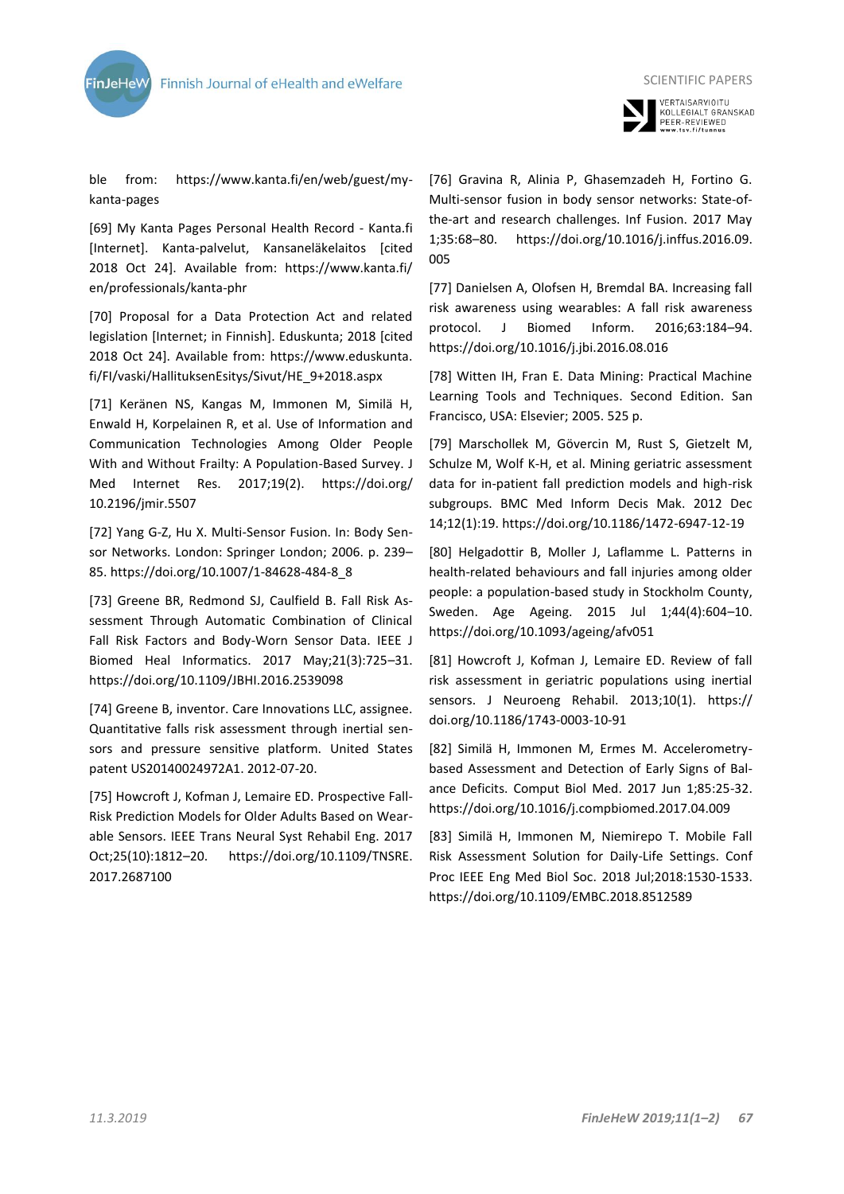ble from: https://www.kanta.fi/en/web/guest/my-kanta-pages

[69] My Kanta Pages Personal Health Record - Kanta.fi [Internet]. Kanta-palvelut, Kansaneläkelaitos [cited 2018 Oct 24]. Available from: https://www.kanta.fi/en/professionals/kanta-phr

[70] Proposal for a Data Protection Act and related legislation [Internet; in Finnish]. Eduskunta; 2018 [cited 2018 Oct 24]. Available from: https://www.eduskunta.fi/FI/vaski/HallituksenEsitys/Sivut/HE_9+2018.aspx

[71] Keränen NS, Kangas M, Immonen M, Similä H, Enwald H, Korpelainen R, et al. Use of Information and Communication Technologies Among Older People With and Without Frailty: A Population-Based Survey. J Med Internet Res. 2017;19(2). https://doi.org/10.2196/jmir.5507

[72] Yang G-Z, Hu X. Multi-Sensor Fusion. In: Body Sensor Networks. London: Springer London; 2006. p. 239–85. https://doi.org/10.1007/1-84628-484-8_8

[73] Greene BR, Redmond SJ, Caulfield B. Fall Risk Assessment Through Automatic Combination of Clinical Fall Risk Factors and Body-Worn Sensor Data. IEEE J Biomed Heal Informatics. 2017 May;21(3):725–31. https://doi.org/10.1109/JBHI.2016.2539098

[74] Greene B, inventor. Care Innovations LLC, assignee. Quantitative falls risk assessment through inertial sensors and pressure sensitive platform. United States patent US20140024972A1. 2012-07-20.

[75] Howcroft J, Kofman J, Lemaire ED. Prospective Fall-Risk Prediction Models for Older Adults Based on Wearable Sensors. IEEE Trans Neural Syst Rehabil Eng. 2017 Oct;25(10):1812–20. https://doi.org/10.1109/TNSRE.2017.2687100

[76] Gravina R, Alinia P, Ghasemzadeh H, Fortino G. Multi-sensor fusion in body sensor networks: State-of-the-art and research challenges. Inf Fusion. 2017 May 1;35:68–80. https://doi.org/10.1016/j.inffus.2016.09.005

[77] Danielsen A, Olofsen H, Bremdal BA. Increasing fall risk awareness using wearables: A fall risk awareness protocol. J Biomed Inform. 2016;63:184–94. https://doi.org/10.1016/j.jbi.2016.08.016

[78] Witten IH, Fran E. Data Mining: Practical Machine Learning Tools and Techniques. Second Edition. San Francisco, USA: Elsevier; 2005. 525 p.

[79] Marschollek M, Gövercin M, Rust S, Gietzelt M, Schulze M, Wolf K-H, et al. Mining geriatric assessment data for in-patient fall prediction models and high-risk subgroups. BMC Med Inform Decis Mak. 2012 Dec 14;12(1):19. https://doi.org/10.1186/1472-6947-12-19

[80] Helgadottir B, Moller J, Laflamme L. Patterns in health-related behaviours and fall injuries among older people: a population-based study in Stockholm County, Sweden. Age Ageing. 2015 Jul 1;44(4):604–10. https://doi.org/10.1093/ageing/afv051

[81] Howcroft J, Kofman J, Lemaire ED. Review of fall risk assessment in geriatric populations using inertial sensors. J Neuroeng Rehabil. 2013;10(1). https://doi.org/10.1186/1743-0003-10-91

[82] Similä H, Immonen M, Ermes M. Accelerometry-based Assessment and Detection of Early Signs of Balance Deficits. Comput Biol Med. 2017 Jun 1;85:25-32. https://doi.org/10.1016/j.compbiomed.2017.04.009

[83] Similä H, Immonen M, Niemirepo T. Mobile Fall Risk Assessment Solution for Daily-Life Settings. Conf Proc IEEE Eng Med Biol Soc. 2018 Jul;2018:1530-1533. https://doi.org/10.1109/EMBC.2018.8512589